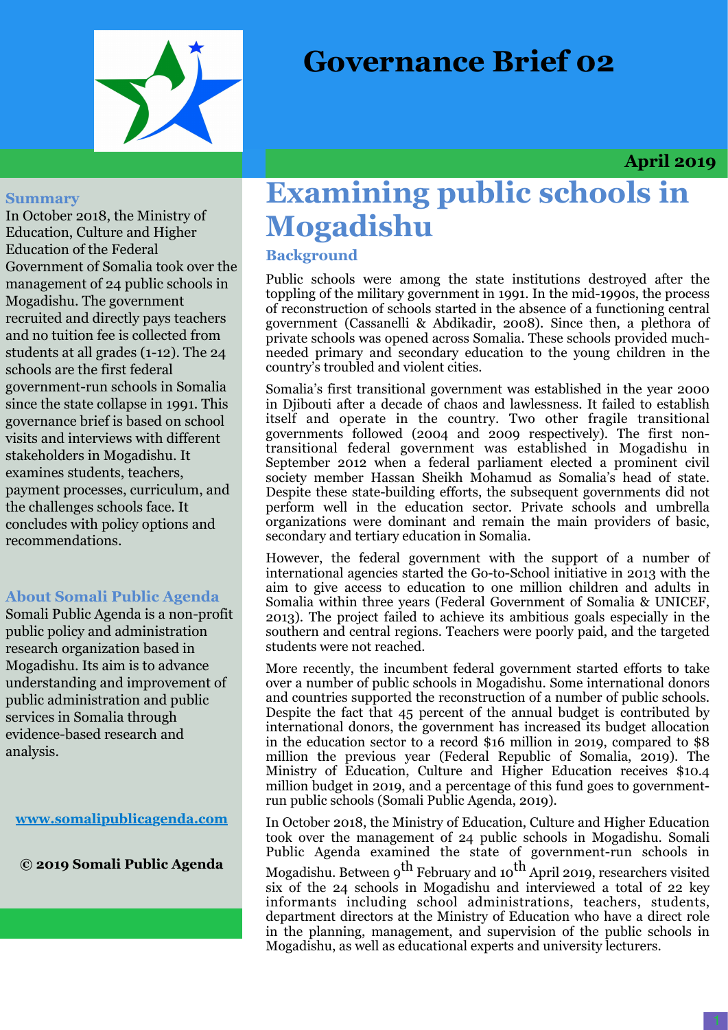# Governance Brief 02

**April 2019**

## Summary

In October 2018, the Ministry of Education, Culture and Higher Education of the Federal Government of Somalia took over the management of 24 public schools in Mogadishu. The government recruited and directly pays teachers and no tuition fee is collected from students at all grades (1-12). The 24 schools are the first federal government-run schools in Somalia since the state collapse in 1991. This governance brief is based on school visits and interviews with different stakeholders in Mogadishu. It examines students, teachers, payment processes, curriculum, and the challenges schools face. It concludes with policy options and recommendations.

## About Somali Public Agenda

Somali Public Agenda is a non-profit public policy and administration research organization based in Mogadishu. Its aim is to advance understanding and improvement of public administration and public services in Somalia through evidence-based research and analysis.

www.somalipublicagenda.com

**© 2019 Somali Public Agenda**

# Examining public schools in Mogadishu

## Background

Public schools were among the state institutions destroyed after the toppling of the military government in 1991. In the mid-1990s, the process of reconstruction of schools started in the absence of a functioning central government (Cassanelli & Abdikadir, 2008). Since then, a plethora of private schools was opened across Somalia. These schools provided much-needed primary and secondary education to the young children in the country's troubled and violent cities.

Somalia's first transitional government was established in the year 2000 in Djibouti after a decade of chaos and lawlessness. It failed to establish itself and operate in the country. Two other fragile transitional governments followed (2004 and 2009 respectively). The first non-transitional federal government was established in Mogadishu in September 2012 when a federal parliament elected a prominent civil society member Hassan Sheikh Mohamud as Somalia's head of state. Despite these state-building efforts, the subsequent governments did not perform well in the education sector. Private schools and umbrella organizations were dominant and remain the main providers of basic, secondary and tertiary education in Somalia.

However, the federal government with the support of a number of international agencies started the Go-to-School initiative in 2013 with the aim to give access to education to one million children and adults in Somalia within three years (Federal Government of Somalia & UNICEF, 2013). The project failed to achieve its ambitious goals especially in the southern and central regions. Teachers were poorly paid, and the targeted students were not reached.

More recently, the incumbent federal government started efforts to take over a number of public schools in Mogadishu. Some international donors and countries supported the reconstruction of a number of public schools. Despite the fact that 45 percent of the annual budget is contributed by international donors, the government has increased its budget allocation in the education sector to a record $16 million in 2019, compared to $8 million the previous year (Federal Republic of Somalia, 2019). The Ministry of Education, Culture and Higher Education receives $10.4 million budget in 2019, and a percentage of this fund goes to government-run public schools (Somali Public Agenda, 2019).

In October 2018, the Ministry of Education, Culture and Higher Education took over the management of 24 public schools in Mogadishu. Somali Public Agenda examined the state of government-run schools in Mogadishu. Between 9th February and 10th April 2019, researchers visited six of the 24 schools in Mogadishu and interviewed a total of 22 key informants including school administrations, teachers, students, department directors at the Ministry of Education who have a direct role in the planning, management, and supervision of the public schools in Mogadishu, as well as educational experts and university lecturers.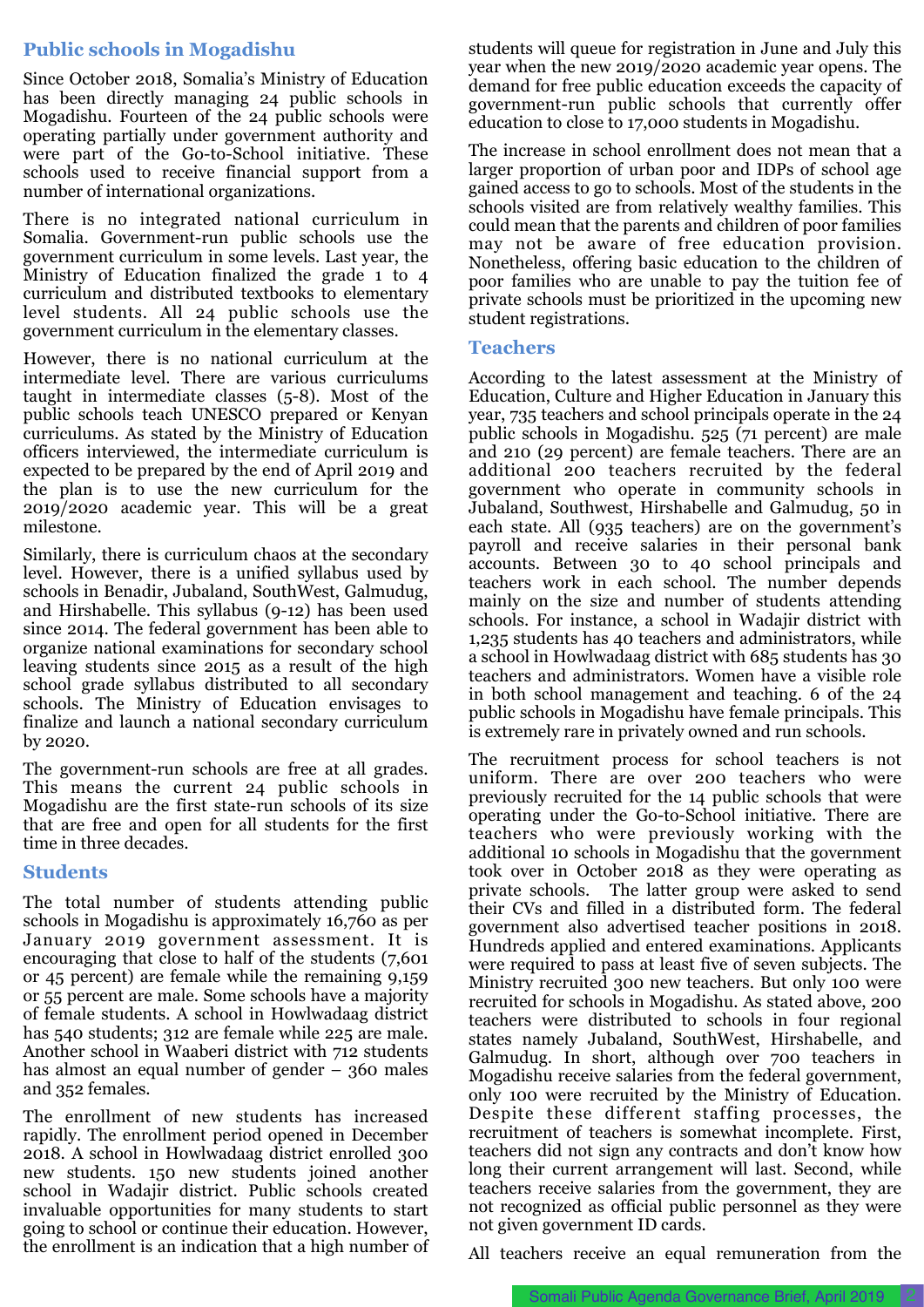## Public schools in Mogadishu

Since October 2018, Somalia's Ministry of Education has been directly managing 24 public schools in Mogadishu. Fourteen of the 24 public schools were operating partially under government authority and were part of the Go-to-School initiative. These schools used to receive financial support from a number of international organizations.

There is no integrated national curriculum in Somalia. Government-run public schools use the government curriculum in some levels. Last year, the Ministry of Education finalized the grade 1 to 4 curriculum and distributed textbooks to elementary level students. All 24 public schools use the government curriculum in the elementary classes.

However, there is no national curriculum at the intermediate level. There are various curriculums taught in intermediate classes (5-8). Most of the public schools teach UNESCO prepared or Kenyan curriculums. As stated by the Ministry of Education officers interviewed, the intermediate curriculum is expected to be prepared by the end of April 2019 and the plan is to use the new curriculum for the 2019/2020 academic year. This will be a great milestone.

Similarly, there is curriculum chaos at the secondary level. However, there is a unified syllabus used by schools in Benadir, Jubaland, SouthWest, Galmudug, and Hirshabelle. This syllabus (9-12) has been used since 2014. The federal government has been able to organize national examinations for secondary school leaving students since 2015 as a result of the high school grade syllabus distributed to all secondary schools. The Ministry of Education envisages to finalize and launch a national secondary curriculum by 2020.

The government-run schools are free at all grades. This means the current 24 public schools in Mogadishu are the first state-run schools of its size that are free and open for all students for the first time in three decades.

## Students

The total number of students attending public schools in Mogadishu is approximately 16,760 as per January 2019 government assessment. It is encouraging that close to half of the students (7,601 or 45 percent) are female while the remaining 9,159 or 55 percent are male. Some schools have a majority of female students. A school in Howlwadaag district has 540 students; 312 are female while 225 are male. Another school in Waaberi district with 712 students has almost an equal number of gender – 360 males and 352 females.

The enrollment of new students has increased rapidly. The enrollment period opened in December 2018. A school in Howlwadaag district enrolled 300 new students. 150 new students joined another school in Wadajir district. Public schools created invaluable opportunities for many students to start going to school or continue their education. However, the enrollment is an indication that a high number of students will queue for registration in June and July this year when the new 2019/2020 academic year opens. The demand for free public education exceeds the capacity of government-run public schools that currently offer education to close to 17,000 students in Mogadishu.

The increase in school enrollment does not mean that a larger proportion of urban poor and IDPs of school age gained access to go to schools. Most of the students in the schools visited are from relatively wealthy families. This could mean that the parents and children of poor families may not be aware of free education provision. Nonetheless, offering basic education to the children of poor families who are unable to pay the tuition fee of private schools must be prioritized in the upcoming new student registrations.

## Teachers

According to the latest assessment at the Ministry of Education, Culture and Higher Education in January this year, 735 teachers and school principals operate in the 24 public schools in Mogadishu. 525 (71 percent) are male and 210 (29 percent) are female teachers. There are an additional 200 teachers recruited by the federal government who operate in community schools in Jubaland, Southwest, Hirshabelle and Galmudug, 50 in each state. All (935 teachers) are on the government's payroll and receive salaries in their personal bank accounts. Between 30 to 40 school principals and teachers work in each school. The number depends mainly on the size and number of students attending schools. For instance, a school in Wadajir district with 1,235 students has 40 teachers and administrators, while a school in Howlwadaag district with 685 students has 30 teachers and administrators. Women have a visible role in both school management and teaching. 6 of the 24 public schools in Mogadishu have female principals. This is extremely rare in privately owned and run schools.

The recruitment process for school teachers is not uniform. There are over 200 teachers who were previously recruited for the 14 public schools that were operating under the Go-to-School initiative. There are teachers who were previously working with the additional 10 schools in Mogadishu that the government took over in October 2018 as they were operating as private schools. The latter group were asked to send their CVs and filled in a distributed form. The federal government also advertised teacher positions in 2018. Hundreds applied and entered examinations. Applicants were required to pass at least five of seven subjects. The Ministry recruited 300 new teachers. But only 100 were recruited for schools in Mogadishu. As stated above, 200 teachers were distributed to schools in four regional states namely Jubaland, SouthWest, Hirshabelle, and Galmudug. In short, although over 700 teachers in Mogadishu receive salaries from the federal government, only 100 were recruited by the Ministry of Education. Despite these different staffing processes, the recruitment of teachers is somewhat incomplete. First, teachers did not sign any contracts and don't know how long their current arrangement will last. Second, while teachers receive salaries from the government, they are not recognized as official public personnel as they were not given government ID cards.

All teachers receive an equal remuneration from the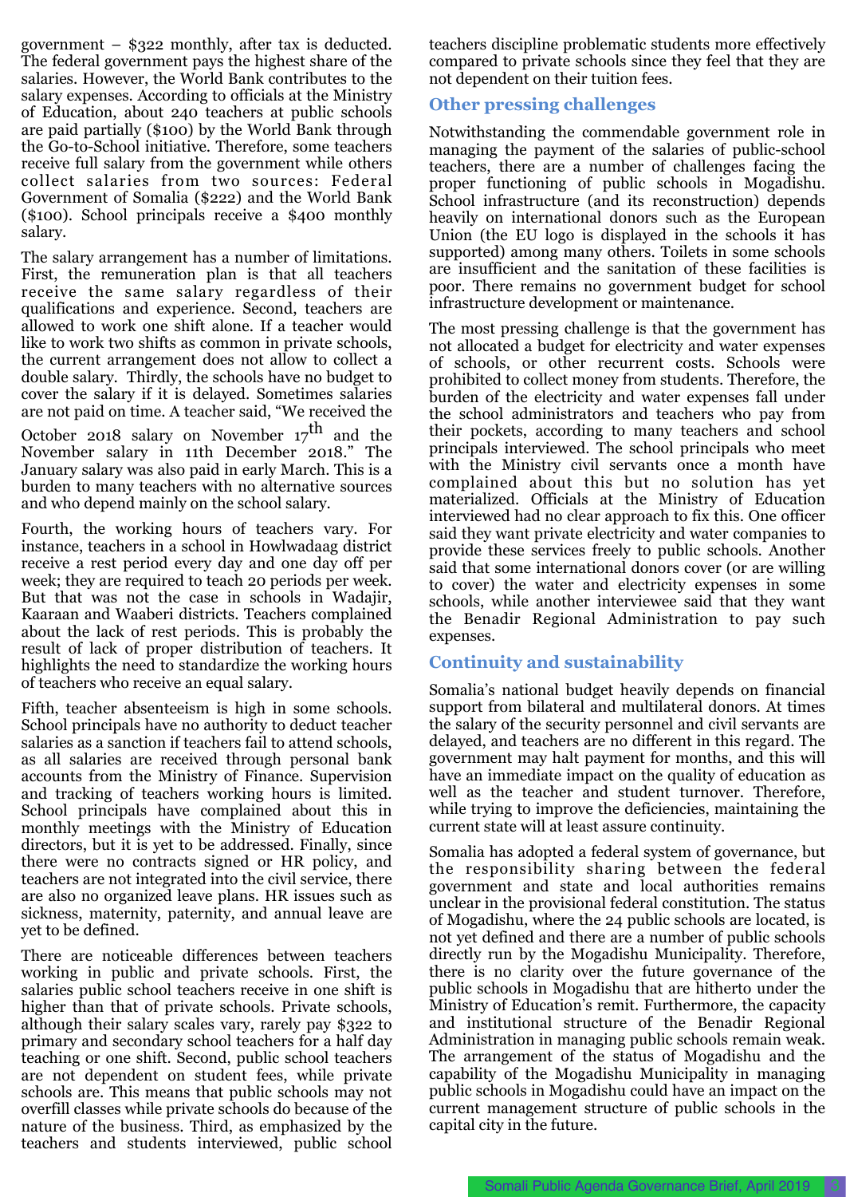government – $322 monthly, after tax is deducted. The federal government pays the highest share of the salaries. However, the World Bank contributes to the salary expenses. According to officials at the Ministry of Education, about 240 teachers at public schools are paid partially ($100) by the World Bank through the Go-to-School initiative. Therefore, some teachers receive full salary from the government while others collect salaries from two sources: Federal Government of Somalia ($222) and the World Bank ($100). School principals receive a $400 monthly salary.

The salary arrangement has a number of limitations. First, the remuneration plan is that all teachers receive the same salary regardless of their qualifications and experience. Second, teachers are allowed to work one shift alone. If a teacher would like to work two shifts as common in private schools, the current arrangement does not allow to collect a double salary. Thirdly, the schools have no budget to cover the salary if it is delayed. Sometimes salaries are not paid on time. A teacher said, "We received the October 2018 salary on November 17th and the November salary in 11th December 2018." The January salary was also paid in early March. This is a burden to many teachers with no alternative sources and who depend mainly on the school salary.

Fourth, the working hours of teachers vary. For instance, teachers in a school in Howlwadaag district receive a rest period every day and one day off per week; they are required to teach 20 periods per week. But that was not the case in schools in Wadajir, Kaaraan and Waaberi districts. Teachers complained about the lack of rest periods. This is probably the result of lack of proper distribution of teachers. It highlights the need to standardize the working hours of teachers who receive an equal salary.

Fifth, teacher absenteeism is high in some schools. School principals have no authority to deduct teacher salaries as a sanction if teachers fail to attend schools, as all salaries are received through personal bank accounts from the Ministry of Finance. Supervision and tracking of teachers working hours is limited. School principals have complained about this in monthly meetings with the Ministry of Education directors, but it is yet to be addressed. Finally, since there were no contracts signed or HR policy, and teachers are not integrated into the civil service, there are also no organized leave plans. HR issues such as sickness, maternity, paternity, and annual leave are yet to be defined.

There are noticeable differences between teachers working in public and private schools. First, the salaries public school teachers receive in one shift is higher than that of private schools. Private schools, although their salary scales vary, rarely pay $322 to primary and secondary school teachers for a half day teaching or one shift. Second, public school teachers are not dependent on student fees, while private schools are. This means that public schools may not overfill classes while private schools do because of the nature of the business. Third, as emphasized by the teachers and students interviewed, public school teachers discipline problematic students more effectively compared to private schools since they feel that they are not dependent on their tuition fees.

## Other pressing challenges

Notwithstanding the commendable government role in managing the payment of the salaries of public-school teachers, there are a number of challenges facing the proper functioning of public schools in Mogadishu. School infrastructure (and its reconstruction) depends heavily on international donors such as the European Union (the EU logo is displayed in the schools it has supported) among many others. Toilets in some schools are insufficient and the sanitation of these facilities is poor. There remains no government budget for school infrastructure development or maintenance.

The most pressing challenge is that the government has not allocated a budget for electricity and water expenses of schools, or other recurrent costs. Schools were prohibited to collect money from students. Therefore, the burden of the electricity and water expenses fall under the school administrators and teachers who pay from their pockets, according to many teachers and school principals interviewed. The school principals who meet with the Ministry civil servants once a month have complained about this but no solution has yet materialized. Officials at the Ministry of Education interviewed had no clear approach to fix this. One officer said they want private electricity and water companies to provide these services freely to public schools. Another said that some international donors cover (or are willing to cover) the water and electricity expenses in some schools, while another interviewee said that they want the Benadir Regional Administration to pay such expenses.

## Continuity and sustainability

Somalia's national budget heavily depends on financial support from bilateral and multilateral donors. At times the salary of the security personnel and civil servants are delayed, and teachers are no different in this regard. The government may halt payment for months, and this will have an immediate impact on the quality of education as well as the teacher and student turnover. Therefore, while trying to improve the deficiencies, maintaining the current state will at least assure continuity.

Somalia has adopted a federal system of governance, but the responsibility sharing between the federal government and state and local authorities remains unclear in the provisional federal constitution. The status of Mogadishu, where the 24 public schools are located, is not yet defined and there are a number of public schools directly run by the Mogadishu Municipality. Therefore, there is no clarity over the future governance of the public schools in Mogadishu that are hitherto under the Ministry of Education's remit. Furthermore, the capacity and institutional structure of the Benadir Regional Administration in managing public schools remain weak. The arrangement of the status of Mogadishu and the capability of the Mogadishu Municipality in managing public schools in Mogadishu could have an impact on the current management structure of public schools in the capital city in the future.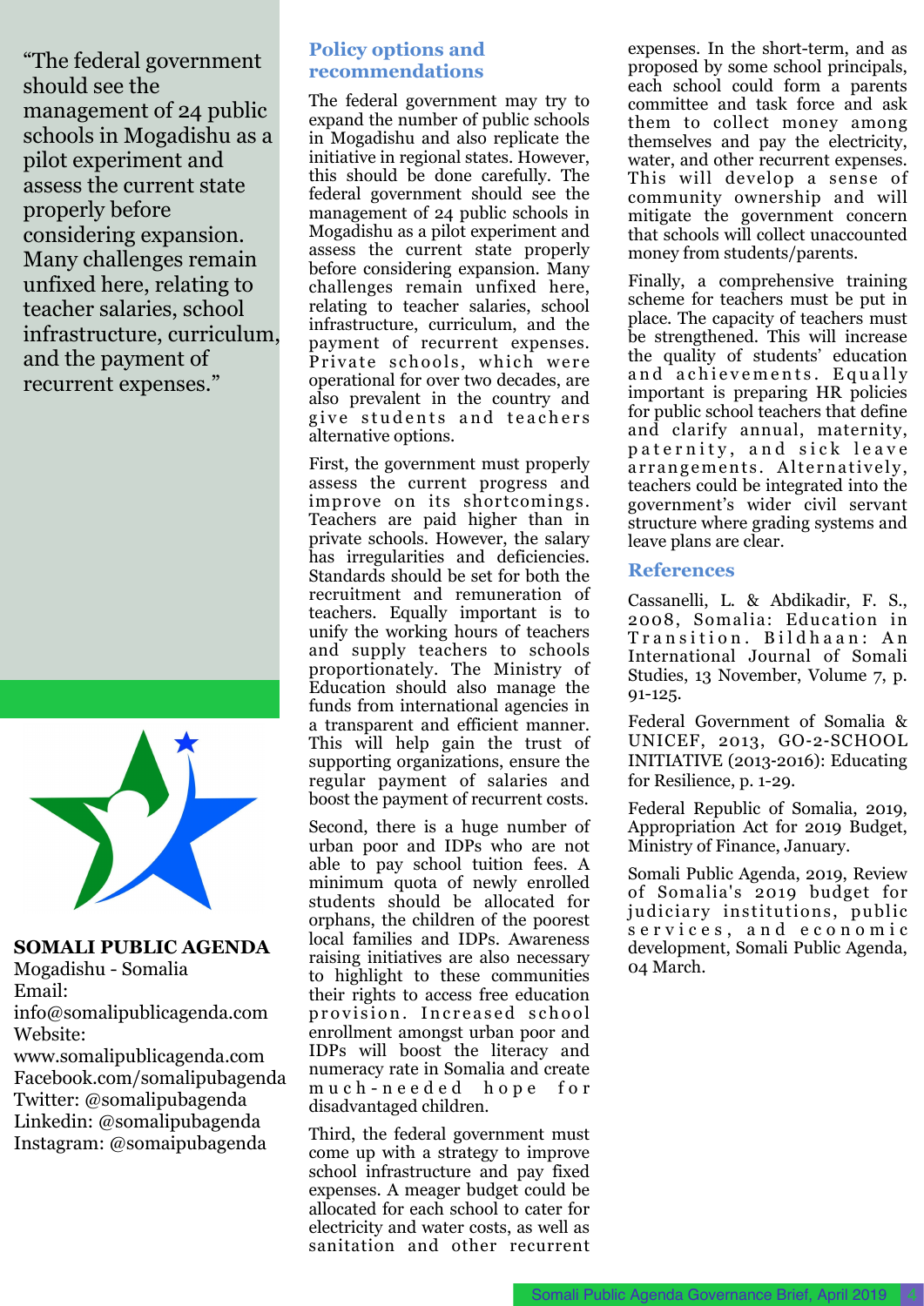> “The federal government should see the management of 24 public schools in Mogadishu as a pilot experiment and assess the current state properly before considering expansion. Many challenges remain unfixed here, relating to teacher salaries, school infrastructure, curriculum, and the payment of recurrent expenses.”

**SOMALI PUBLIC AGENDA**
Mogadishu - Somalia
Email: info@somalipublicagenda.com
Website: www.somalipublicagenda.com
Facebook.com/somalipubagenda
Twitter: @somalipubagenda
Linkedin: @somalipubagenda
Instagram: @somaipubagenda

## Policy options and recommendations

The federal government may try to expand the number of public schools in Mogadishu and also replicate the initiative in regional states. However, this should be done carefully. The federal government should see the management of 24 public schools in Mogadishu as a pilot experiment and assess the current state properly before considering expansion. Many challenges remain unfixed here, relating to teacher salaries, school infrastructure, curriculum, and the payment of recurrent expenses. Private schools, which were operational for over two decades, are also prevalent in the country and give students and teachers alternative options.

First, the government must properly assess the current progress and improve on its shortcomings. Teachers are paid higher than in private schools. However, the salary has irregularities and deficiencies. Standards should be set for both the recruitment and remuneration of teachers. Equally important is to unify the working hours of teachers and supply teachers to schools proportionately. The Ministry of Education should also manage the funds from international agencies in a transparent and efficient manner. This will help gain the trust of supporting organizations, ensure the regular payment of salaries and boost the payment of recurrent costs.

Second, there is a huge number of urban poor and IDPs who are not able to pay school tuition fees. A minimum quota of newly enrolled students should be allocated for orphans, the children of the poorest local families and IDPs. Awareness raising initiatives are also necessary to highlight to these communities their rights to access free education provision. Increased school enrollment amongst urban poor and IDPs will boost the literacy and numeracy rate in Somalia and create much-needed hope for disadvantaged children.

Third, the federal government must come up with a strategy to improve school infrastructure and pay fixed expenses. A meager budget could be allocated for each school to cater for electricity and water costs, as well as sanitation and other recurrent expenses. In the short-term, and as proposed by some school principals, each school could form a parents committee and task force and ask them to collect money among themselves and pay the electricity, water, and other recurrent expenses. This will develop a sense of community ownership and will mitigate the government concern that schools will collect unaccounted money from students/parents.

Finally, a comprehensive training scheme for teachers must be put in place. The capacity of teachers must be strengthened. This will increase the quality of students' education and achievements. Equally important is preparing HR policies for public school teachers that define and clarify annual, maternity, paternity, and sick leave arrangements. Alternatively, teachers could be integrated into the government's wider civil servant structure where grading systems and leave plans are clear.

## References

Cassanelli, L. & Abdikadir, F. S., 2008, Somalia: Education in Transition. Bildhaan: An International Journal of Somali Studies, 13 November, Volume 7, p. 91-125.

Federal Government of Somalia & UNICEF, 2013, GO-2-SCHOOL INITIATIVE (2013-2016): Educating for Resilience, p. 1-29.

Federal Republic of Somalia, 2019, Appropriation Act for 2019 Budget, Ministry of Finance, January.

Somali Public Agenda, 2019, Review of Somalia's 2019 budget for judiciary institutions, public services, and economic development, Somali Public Agenda, 04 March.